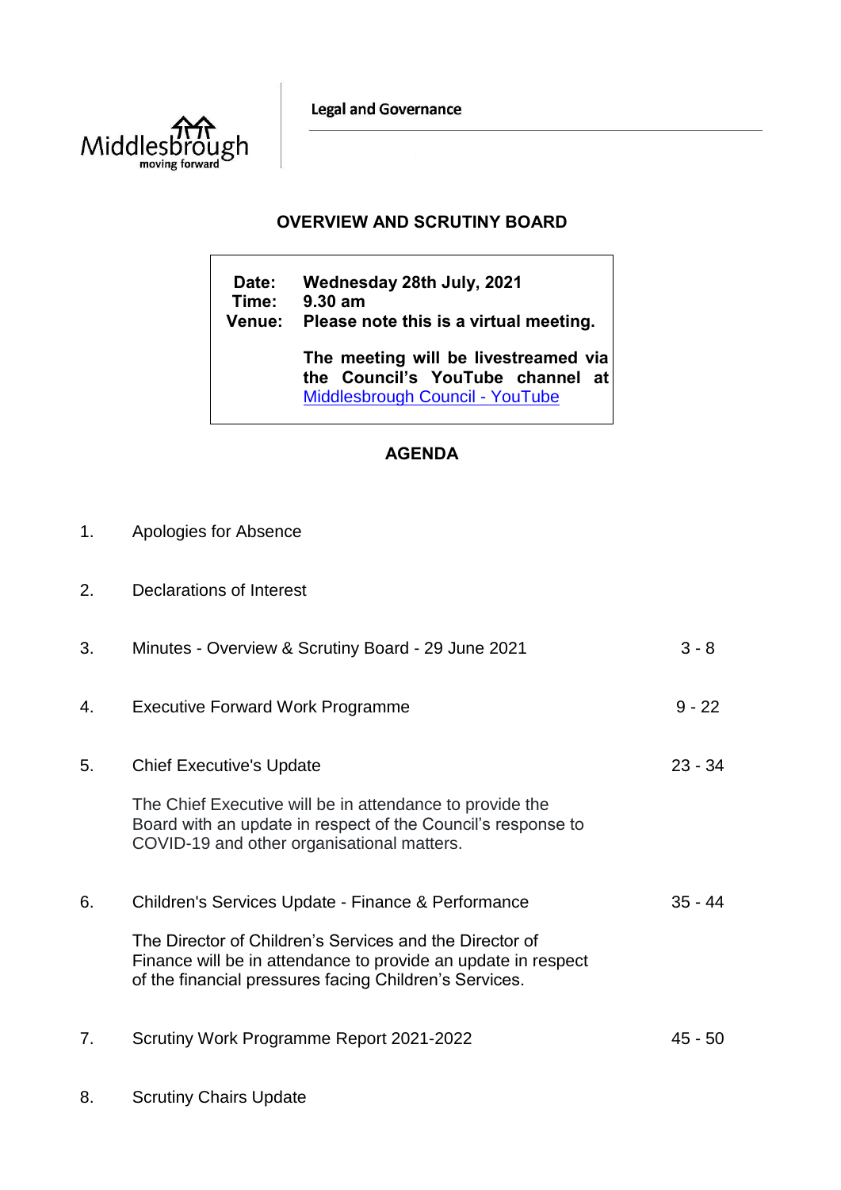Middlesbrough
moving forward

Legal and Governance

## OVERVIEW AND SCRUTINY BOARD

**Date:** Wednesday 28th July, 2021
**Time:** 9.30 am
**Venue:** Please note this is a virtual meeting.

**The meeting will be livestreamed via the Council's YouTube channel at** [Middlesbrough Council - YouTube]

## AGENDA

| | | |
|---|---|---|
| 1. | Apologies for Absence | |
| 2. | Declarations of Interest | |
| 3. | Minutes - Overview & Scrutiny Board - 29 June 2021 | 3 - 8 |
| 4. | Executive Forward Work Programme | 9 - 22 |
| 5. | Chief Executive's Update<br><br>The Chief Executive will be in attendance to provide the Board with an update in respect of the Council's response to COVID-19 and other organisational matters. | 23 - 34 |
| 6. | Children's Services Update - Finance & Performance<br><br>The Director of Children's Services and the Director of Finance will be in attendance to provide an update in respect of the financial pressures facing Children's Services. | 35 - 44 |
| 7. | Scrutiny Work Programme Report 2021-2022 | 45 - 50 |
| 8. | Scrutiny Chairs Update | |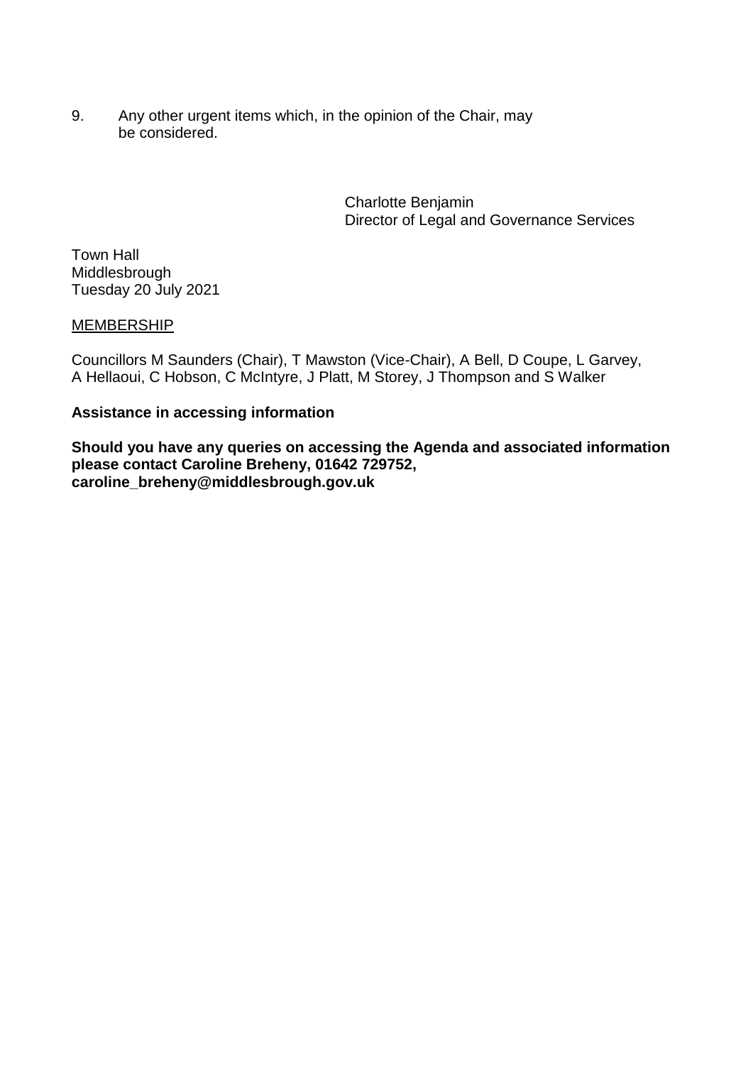9. Any other urgent items which, in the opinion of the Chair, may be considered.

Charlotte Benjamin
Director of Legal and Governance Services

Town Hall
Middlesbrough
Tuesday 20 July 2021

MEMBERSHIP

Councillors M Saunders (Chair), T Mawston (Vice-Chair), A Bell, D Coupe, L Garvey, A Hellaoui, C Hobson, C McIntyre, J Platt, M Storey, J Thompson and S Walker

**Assistance in accessing information**

**Should you have any queries on accessing the Agenda and associated information please contact Caroline Breheny, 01642 729752, caroline_breheny@middlesbrough.gov.uk**